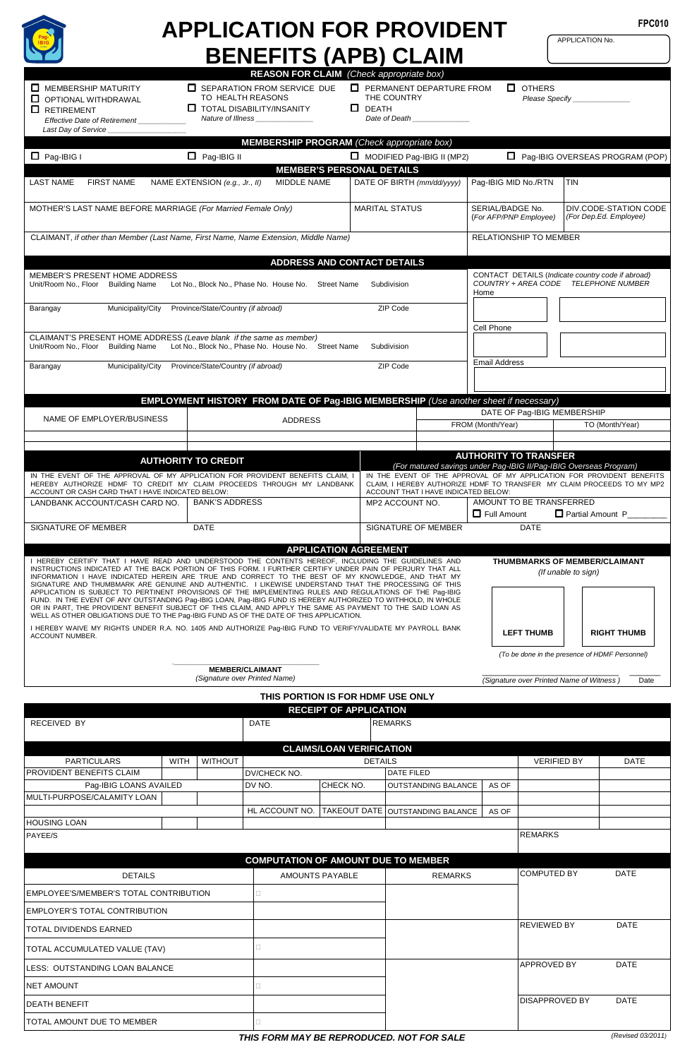FPC010

# APPLICATION FOR PROVIDENT BENEFITS (APB) CLAIM

APPLICATION No.

## REASON FOR CLAIM *(Check appropriate box)*

- ☐ MEMBERSHIP MATURITY
- ☐ OPTIONAL WITHDRAWAL
- ☐ RETIREMENT
  *Effective Date of Retirement* ___________
  *Last Day of Service* ___________
- ☐ SEPARATION FROM SERVICE DUE TO HEALTH REASONS
- ☐ TOTAL DISABILITY/INSANITY
  *Nature of Illness* ___________
- ☐ PERMANENT DEPARTURE FROM THE COUNTRY
- ☐ DEATH
  *Date of Death* ___________
- ☐ OTHERS
  *Please Specify* ___________

## MEMBERSHIP PROGRAM *(Check appropriate box)*

☐ Pag-IBIG I ☐ Pag-IBIG II ☐ MODIFIED Pag-IBIG II (MP2) ☐ Pag-IBIG OVERSEAS PROGRAM (POP)

## MEMBER'S PERSONAL DETAILS

| LAST NAME / FIRST NAME / NAME EXTENSION *(e.g., Jr., II)* / MIDDLE NAME | DATE OF BIRTH *(mm/dd/yyyy)* | Pag-IBIG MID No./RTN | TIN |
|---|---|---|---|
| | | | |
| MOTHER'S LAST NAME BEFORE MARRIAGE *(For Married Female Only)* | MARITAL STATUS | SERIAL/BADGE No. *(For AFP/PNP Employee)* | DIV.CODE-STATION CODE *(For Dep.Ed. Employee)* |
| | | | |
| CLAIMANT, *if other than Member (Last Name, First Name, Name Extension, Middle Name)* | | RELATIONSHIP TO MEMBER | |
| | | | |

## ADDRESS AND CONTACT DETAILS

MEMBER'S PRESENT HOME ADDRESS
Unit/Room No., Floor | Building Name | Lot No., Block No., Phase No. House No. | Street Name | Subdivision
Barangay | Municipality/City | Province/State/Country *(if abroad)* | ZIP Code

CLAIMANT'S PRESENT HOME ADDRESS *(Leave blank if the same as member)*
Unit/Room No., Floor | Building Name | Lot No., Block No., Phase No. House No. | Street Name | Subdivision
Barangay | Municipality/City | Province/State/Country *(if abroad)* | ZIP Code

CONTACT DETAILS *(Indicate country code if abroad)*
*COUNTRY + AREA CODE* | *TELEPHONE NUMBER*
Home
Cell Phone
Email Address

## EMPLOYMENT HISTORY FROM DATE OF Pag-IBIG MEMBERSHIP *(Use another sheet if necessary)*

| NAME OF EMPLOYER/BUSINESS | ADDRESS | DATE OF Pag-IBIG MEMBERSHIP | |
|---|---|---|---|
| | | FROM (Month/Year) | TO (Month/Year) |
| | | | |
| | | | |

## AUTHORITY TO CREDIT

IN THE EVENT OF THE APPROVAL OF MY APPLICATION FOR PROVIDENT BENEFITS CLAIM, I HEREBY AUTHORIZE HDMF TO CREDIT MY CLAIM PROCEEDS THROUGH MY LANDBANK ACCOUNT OR CASH CARD THAT I HAVE INDICATED BELOW:

| LANDBANK ACCOUNT/CASH CARD NO. | BANK'S ADDRESS |
|---|---|
| | |
| SIGNATURE OF MEMBER | DATE |
| | |

## AUTHORITY TO TRANSFER

*(For matured savings under Pag-IBIG II/Pag-IBIG Overseas Program)*

IN THE EVENT OF THE APPROVAL OF MY APPLICATION FOR PROVIDENT BENEFITS CLAIM, I HEREBY AUTHORIZE HDMF TO TRANSFER MY CLAIM PROCEEDS TO MY MP2 ACCOUNT THAT I HAVE INDICATED BELOW:

| MP2 ACCOUNT NO. | AMOUNT TO BE TRANSFERRED |
|---|---|
| | ☐ Full Amount ☐ Partial Amount P________ |
| SIGNATURE OF MEMBER | DATE |
| | |

## APPLICATION AGREEMENT

I HEREBY CERTIFY THAT I HAVE READ AND UNDERSTOOD THE CONTENTS HEREOF, INCLUDING THE GUIDELINES AND INSTRUCTIONS INDICATED AT THE BACK PORTION OF THIS FORM. I FURTHER CERTIFY UNDER PAIN OF PERJURY THAT ALL INFORMATION I HAVE INDICATED HEREIN ARE TRUE AND CORRECT TO THE BEST OF MY KNOWLEDGE, AND THAT MY SIGNATURE AND THUMBMARK ARE GENUINE AND AUTHENTIC. I LIKEWISE UNDERSTAND THAT THE PROCESSING OF THIS APPLICATION IS SUBJECT TO PERTINENT PROVISIONS OF THE IMPLEMENTING RULES AND REGULATIONS OF THE Pag-IBIG FUND. IN THE EVENT OF ANY OUTSTANDING Pag-IBIG LOAN, Pag-IBIG FUND IS HEREBY AUTHORIZED TO WITHHOLD, IN WHOLE OR IN PART, THE PROVIDENT BENEFIT SUBJECT OF THIS CLAIM, AND APPLY THE SAME AS PAYMENT TO THE SAID LOAN AS WELL AS OTHER OBLIGATIONS DUE TO THE Pag-IBIG FUND AS OF THE DATE OF THIS APPLICATION.

I HEREBY WAIVE MY RIGHTS UNDER R.A. NO. 1405 AND AUTHORIZE Pag-IBIG FUND TO VERIFY/VALIDATE MY PAYROLL BANK ACCOUNT NUMBER.

____________________________
**MEMBER/CLAIMANT**
*(Signature over Printed Name)*

**THUMBMARKS OF MEMBER/CLAIMANT**
*(If unable to sign)*

| LEFT THUMB | RIGHT THUMB |
|---|---|
| | |

*(To be done in the presence of HDMF Personnel)*

____________________________ ________
*(Signature over Printed Name of Witness)* Date

## THIS PORTION IS FOR HDMF USE ONLY

### RECEIPT OF APPLICATION

| RECEIVED BY | DATE | REMARKS |
|---|---|---|
| | | |

### CLAIMS/LOAN VERIFICATION

| PARTICULARS | WITH | WITHOUT | DETAILS | | | | VERIFIED BY | DATE |
|---|---|---|---|---|---|---|---|---|
| PROVIDENT BENEFITS CLAIM | | | DV/CHECK NO. | | DATE FILED | | | |
| Pag-IBIG LOANS AVAILED | | | DV NO. | CHECK NO. | OUTSTANDING BALANCE | AS OF | | |
| MULTI-PURPOSE/CALAMITY LOAN | | | | | | | | |
| | | | HL ACCOUNT NO. | TAKEOUT DATE | OUTSTANDING BALANCE | AS OF | | |
| HOUSING LOAN | | | | | | | | |
| PAYEE/S | | | | | | | REMARKS | |

### COMPUTATION OF AMOUNT DUE TO MEMBER

| DETAILS | AMOUNTS PAYABLE | REMARKS | | |
|---|---|---|---|---|
| EMPLOYEE'S/MEMBER'S TOTAL CONTRIBUTION | | | COMPUTED BY | DATE |
| EMPLOYER'S TOTAL CONTRIBUTION | | | | |
| TOTAL DIVIDENDS EARNED | | | REVIEWED BY | DATE |
| TOTAL ACCUMULATED VALUE (TAV) | | | | |
| LESS: OUTSTANDING LOAN BALANCE | | | APPROVED BY | DATE |
| NET AMOUNT | | | | |
| DEATH BENEFIT | | | DISAPPROVED BY | DATE |
| TOTAL AMOUNT DUE TO MEMBER | | | | |

***THIS FORM MAY BE REPRODUCED. NOT FOR SALE***

*(Revised 03/2011)*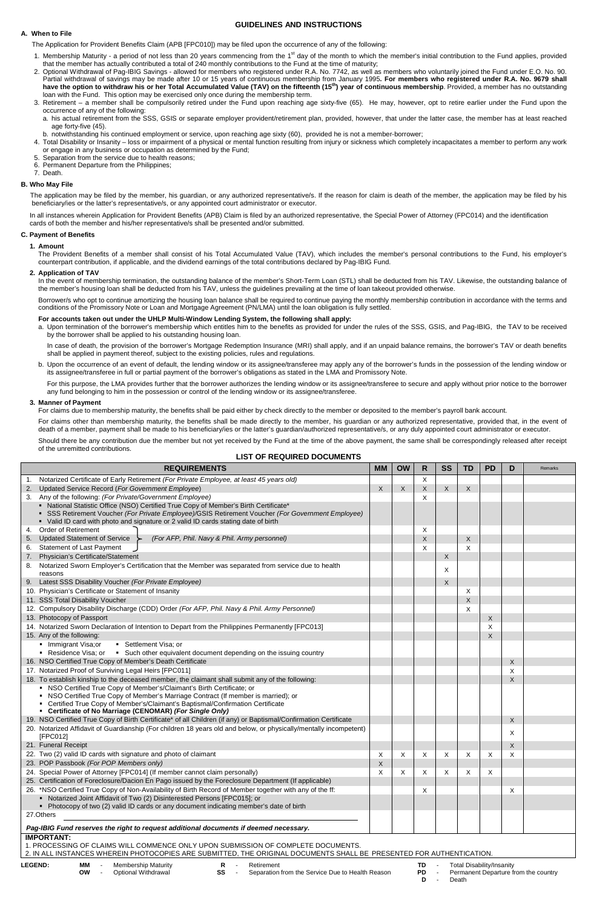## GUIDELINES AND INSTRUCTIONS

### A. When to File

The Application for Provident Benefits Claim (APB [FPC010]) may be filed upon the occurrence of any of the following:

1. Membership Maturity - a period of not less than 20 years commencing from the 1st day of the month to which the member's initial contribution to the Fund applies, provided that the member has actually contributed a total of 240 monthly contributions to the Fund at the time of maturity;
2. Optional Withdrawal of Pag-IBIG Savings - allowed for members who registered under R.A. No. 7742, as well as members who voluntarily joined the Fund under E.O. No. 90. Partial withdrawal of savings may be made after 10 or 15 years of continuous membership from January 1995. **For members who registered under R.A. No. 9679 shall have the option to withdraw his or her Total Accumulated Value (TAV) on the fifteenth (15th) year of continuous membership**. Provided, a member has no outstanding loan with the Fund. This option may be exercised only once during the membership term.
3. Retirement – a member shall be compulsorily retired under the Fund upon reaching age sixty-five (65). He may, however, opt to retire earlier under the Fund upon the occurrence of any of the following:
   a. his actual retirement from the SSS, GSIS or separate employer provident/retirement plan, provided, however, that under the latter case, the member has at least reached age forty-five (45).
   b. notwithstanding his continued employment or service, upon reaching age sixty (60), provided he is not a member-borrower;
4. Total Disability or Insanity – loss or impairment of a physical or mental function resulting from injury or sickness which completely incapacitates a member to perform any work or engage in any business or occupation as determined by the Fund;
5. Separation from the service due to health reasons;
6. Permanent Departure from the Philippines;
7. Death.

### B. Who May File

The application may be filed by the member, his guardian, or any authorized representative/s. If the reason for claim is death of the member, the application may be filed by his beneficiary/ies or the latter's representative/s, or any appointed court administrator or executor.

In all instances wherein Application for Provident Benefits (APB) Claim is filed by an authorized representative, the Special Power of Attorney (FPC014) and the identification cards of both the member and his/her representative/s shall be presented and/or submitted.

### C. Payment of Benefits

**1. Amount**

The Provident Benefits of a member shall consist of his Total Accumulated Value (TAV), which includes the member's personal contributions to the Fund, his employer's counterpart contribution, if applicable, and the dividend earnings of the total contributions declared by Pag-IBIG Fund.

**2. Application of TAV**

In the event of membership termination, the outstanding balance of the member's Short-Term Loan (STL) shall be deducted from his TAV. Likewise, the outstanding balance of the member's housing loan shall be deducted from his TAV, unless the guidelines prevailing at the time of loan takeout provided otherwise.

Borrower/s who opt to continue amortizing the housing loan balance shall be required to continue paying the monthly membership contribution in accordance with the terms and conditions of the Promissory Note or Loan and Mortgage Agreement (PN/LMA) until the loan obligation is fully settled.

**For accounts taken out under the UHLP Multi-Window Lending System, the following shall apply:**

a. Upon termination of the borrower's membership which entitles him to the benefits as provided for under the rules of the SSS, GSIS, and Pag-IBIG, the TAV to be received by the borrower shall be applied to his outstanding housing loan.

   In case of death, the provision of the borrower's Mortgage Redemption Insurance (MRI) shall apply, and if an unpaid balance remains, the borrower's TAV or death benefits shall be applied in payment thereof, subject to the existing policies, rules and regulations.

b. Upon the occurrence of an event of default, the lending window or its assignee/transferee may apply any of the borrower's funds in the possession of the lending window or its assignee/transferee in full or partial payment of the borrower's obligations as stated in the LMA and Promissory Note.

   For this purpose, the LMA provides further that the borrower authorizes the lending window or its assignee/transferee to secure and apply without prior notice to the borrower any fund belonging to him in the possession or control of the lending window or its assignee/transferee.

**3. Manner of Payment**

For claims due to membership maturity, the benefits shall be paid either by check directly to the member or deposited to the member's payroll bank account.

For claims other than membership maturity, the benefits shall be made directly to the member, his guardian or any authorized representative, provided that, in the event of death of a member, payment shall be made to his beneficiary/ies or the latter's guardian/authorized representative/s, or any duly appointed court administrator or executor.

Should there be any contribution due the member but not yet received by the Fund at the time of the above payment, the same shall be correspondingly released after receipt of the unremitted contributions.

## LIST OF REQUIRED DOCUMENTS

| REQUIREMENTS | MM | OW | R | SS | TD | PD | D | Remarks |
|---|---|---|---|---|---|---|---|---|
| 1. Notarized Certificate of Early Retirement *(For Private Employee, at least 45 years old)* | | | X | | | | | |
| 2. Updated Service Record *(For Government Employee)* | X | X | X | X | X | | | |
| 3. Any of the following: *(For Private/Government Employee)* | | | X | | | | | |
| ▪ National Statistic Office (NSO) Certified True Copy of Member's Birth Certificate*<br>▪ SSS Retirement Voucher *(For Private Employee)*/GSIS Retirement Voucher *(For Government Employee)*<br>▪ Valid ID card with photo and signature or 2 valid ID cards stating date of birth | | | | | | | | |
| 4. Order of Retirement *(For AFP, Phil. Navy & Phil. Army personnel)* | | | X | | | | | |
| 5. Updated Statement of Service *(For AFP, Phil. Navy & Phil. Army personnel)* | | | X | | X | | | |
| 6. Statement of Last Payment *(For AFP, Phil. Navy & Phil. Army personnel)* | | | X | | X | | | |
| 7. Physician's Certificate/Statement | | | | X | | | | |
| 8. Notarized Sworn Employer's Certification that the Member was separated from service due to health reasons | | | | X | | | | |
| 9. Latest SSS Disability Voucher *(For Private Employee)* | | | | X | | | | |
| 10. Physician's Certificate or Statement of Insanity | | | | | X | | | |
| 11. SSS Total Disability Voucher | | | | | X | | | |
| 12. Compulsory Disability Discharge (CDD) Order *(For AFP, Phil. Navy & Phil. Army Personnel)* | | | | | X | | | |
| 13. Photocopy of Passport | | | | | | X | | |
| 14. Notarized Sworn Declaration of Intention to Depart from the Philippines Permanently [FPC013] | | | | | | X | | |
| 15. Any of the following: | | | | | | X | | |
| ▪ Immigrant Visa;or ▪ Settlement Visa; or<br>▪ Residence Visa; or ▪ Such other equivalent document depending on the issuing country | | | | | | | | |
| 16. NSO Certified True Copy of Member's Death Certificate | | | | | | | X | |
| 17. Notarized Proof of Surviving Legal Heirs [FPC011] | | | | | | | X | |
| 18. To establish kinship to the deceased member, the claimant shall submit any of the following: | | | | | | | X | |
| ▪ NSO Certified True Copy of Member's/Claimant's Birth Certificate; or<br>▪ NSO Certified True Copy of Member's Marriage Contract (If member is married); or<br>▪ Certified True Copy of Member's/Claimant's Baptismal/Confirmation Certificate<br>▪ **Certificate of No Marriage (CENOMAR) *(For Single Only)*** | | | | | | | | |
| 19. NSO Certified True Copy of Birth Certificate* of all Children (if any) or Baptismal/Confirmation Certificate | | | | | | | X | |
| 20. Notarized Affidavit of Guardianship (For children 18 years old and below, or physically/mentally incompetent) [FPC012] | | | | | | | X | |
| 21. Funeral Receipt | | | | | | | X | |
| 22. Two (2) valid ID cards with signature and photo of claimant | X | X | X | X | X | X | X | |
| 23. POP Passbook *(For POP Members only)* | X | | | | | | | |
| 24. Special Power of Attorney [FPC014] (If member cannot claim personally) | X | X | X | X | X | X | | |
| 25. Certification of Foreclosure/Dacion En Pago issued by the Foreclosure Department (If applicable) | | | | | | | | |
| 26. *NSO Certified True Copy of Non-Availability of Birth Record of Member together with any of the ff: | | | X | | | | X | |
| ▪ Notarized Joint Affidavit of Two (2) Disinterested Persons [FPC015]; or<br>▪ Photocopy of two (2) valid ID cards or any document indicating member's date of birth | | | | | | | | |
| 27.Others ______ | | | | | | | | |
| ***Pag-IBIG Fund reserves the right to request additional documents if deemed necessary.*** | | | | | | | | |

**IMPORTANT:**

1. PROCESSING OF CLAIMS WILL COMMENCE ONLY UPON SUBMISSION OF COMPLETE DOCUMENTS.
2. IN ALL INSTANCES WHEREIN PHOTOCOPIES ARE SUBMITTED, THE ORIGINAL DOCUMENTS SHALL BE PRESENTED FOR AUTHENTICATION.

**LEGEND:**

**MM** - Membership Maturity
**OW** - Optional Withdrawal
**R** - Retirement
**SS** - Separation from the Service Due to Health Reason
**TD** - Total Disability/Insanity
**PD** - Permanent Departure from the country
**D** - Death